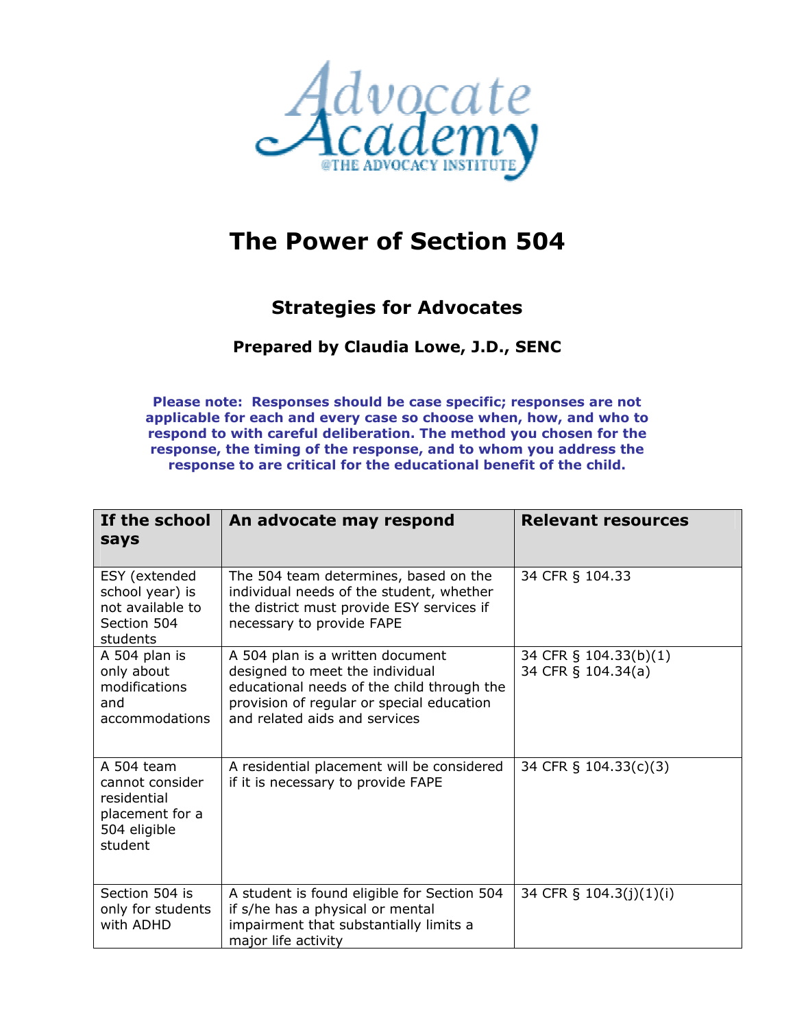Advocate Academy
@THE ADVOCACY INSTITUTE

# The Power of Section 504

## Strategies for Advocates

### Prepared by Claudia Lowe, J.D., SENC

**Please note: Responses should be case specific; responses are not applicable for each and every case so choose when, how, and who to respond to with careful deliberation. The method you chosen for the response, the timing of the response, and to whom you address the response to are critical for the educational benefit of the child.**

| If the school says | An advocate may respond | Relevant resources |
|---|---|---|
| ESY (extended school year) is not available to Section 504 students | The 504 team determines, based on the individual needs of the student, whether the district must provide ESY services if necessary to provide FAPE | 34 CFR § 104.33 |
| A 504 plan is only about modifications and accommodations | A 504 plan is a written document designed to meet the individual educational needs of the child through the provision of regular or special education and related aids and services | 34 CFR § 104.33(b)(1)<br>34 CFR § 104.34(a) |
| A 504 team cannot consider residential placement for a 504 eligible student | A residential placement will be considered if it is necessary to provide FAPE | 34 CFR § 104.33(c)(3) |
| Section 504 is only for students with ADHD | A student is found eligible for Section 504 if s/he has a physical or mental impairment that substantially limits a major life activity | 34 CFR § 104.3(j)(1)(i) |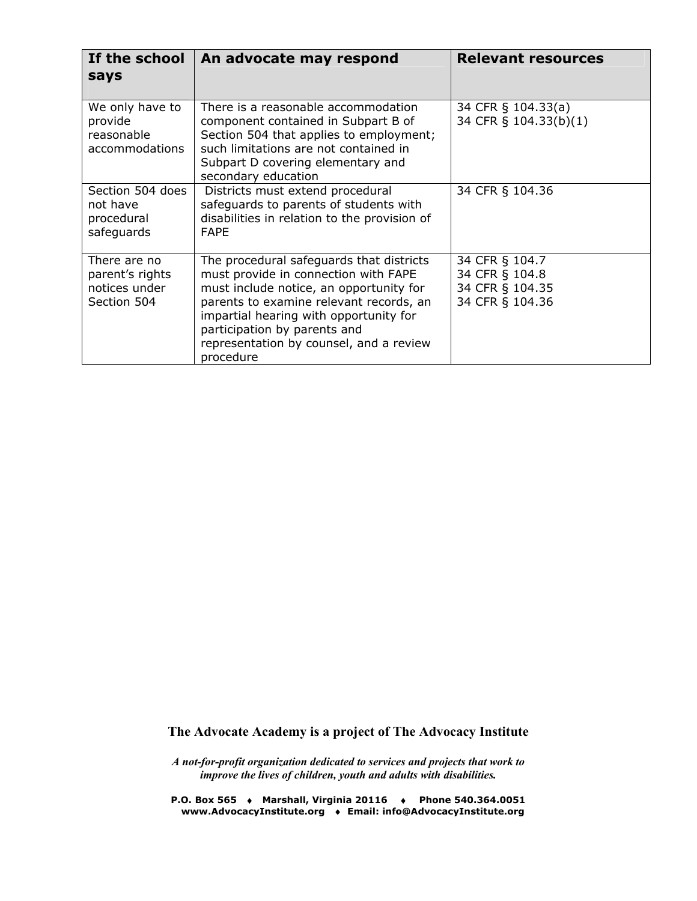| If the school says | An advocate may respond | Relevant resources |
|---|---|---|
| We only have to provide reasonable accommodations | There is a reasonable accommodation component contained in Subpart B of Section 504 that applies to employment; such limitations are not contained in Subpart D covering elementary and secondary education | 34 CFR § 104.33(a)<br>34 CFR § 104.33(b)(1) |
| Section 504 does not have procedural safeguards | Districts must extend procedural safeguards to parents of students with disabilities in relation to the provision of FAPE | 34 CFR § 104.36 |
| There are no parent's rights notices under Section 504 | The procedural safeguards that districts must provide in connection with FAPE must include notice, an opportunity for parents to examine relevant records, an impartial hearing with opportunity for participation by parents and representation by counsel, and a review procedure | 34 CFR § 104.7<br>34 CFR § 104.8<br>34 CFR § 104.35<br>34 CFR § 104.36 |

**The Advocate Academy is a project of The Advocacy Institute**

***A not-for-profit organization dedicated to services and projects that work to improve the lives of children, youth and adults with disabilities.***

**P.O. Box 565 ♦ Marshall, Virginia 20116 ♦ Phone 540.364.0051**
**www.AdvocacyInstitute.org ♦ Email: info@AdvocacyInstitute.org**